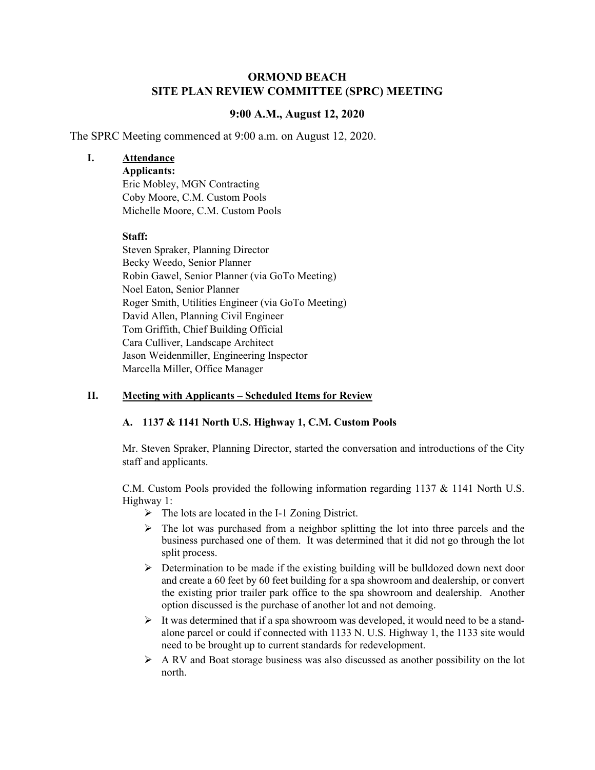# ORMOND BEACH
# SITE PLAN REVIEW COMMITTEE (SPRC) MEETING

## 9:00 A.M., August 12, 2020

The SPRC Meeting commenced at 9:00 a.m. on August 12, 2020.

## I. Attendance

**Applicants:**
Eric Mobley, MGN Contracting
Coby Moore, C.M. Custom Pools
Michelle Moore, C.M. Custom Pools

**Staff:**
Steven Spraker, Planning Director
Becky Weedo, Senior Planner
Robin Gawel, Senior Planner (via GoTo Meeting)
Noel Eaton, Senior Planner
Roger Smith, Utilities Engineer (via GoTo Meeting)
David Allen, Planning Civil Engineer
Tom Griffith, Chief Building Official
Cara Culliver, Landscape Architect
Jason Weidenmiller, Engineering Inspector
Marcella Miller, Office Manager

## II. Meeting with Applicants – Scheduled Items for Review

### A. 1137 & 1141 North U.S. Highway 1, C.M. Custom Pools

Mr. Steven Spraker, Planning Director, started the conversation and introductions of the City staff and applicants.

C.M. Custom Pools provided the following information regarding 1137 & 1141 North U.S. Highway 1:

- The lots are located in the I-1 Zoning District.
- The lot was purchased from a neighbor splitting the lot into three parcels and the business purchased one of them. It was determined that it did not go through the lot split process.
- Determination to be made if the existing building will be bulldozed down next door and create a 60 feet by 60 feet building for a spa showroom and dealership, or convert the existing prior trailer park office to the spa showroom and dealership. Another option discussed is the purchase of another lot and not demoing.
- It was determined that if a spa showroom was developed, it would need to be a stand-alone parcel or could if connected with 1133 N. U.S. Highway 1, the 1133 site would need to be brought up to current standards for redevelopment.
- A RV and Boat storage business was also discussed as another possibility on the lot north.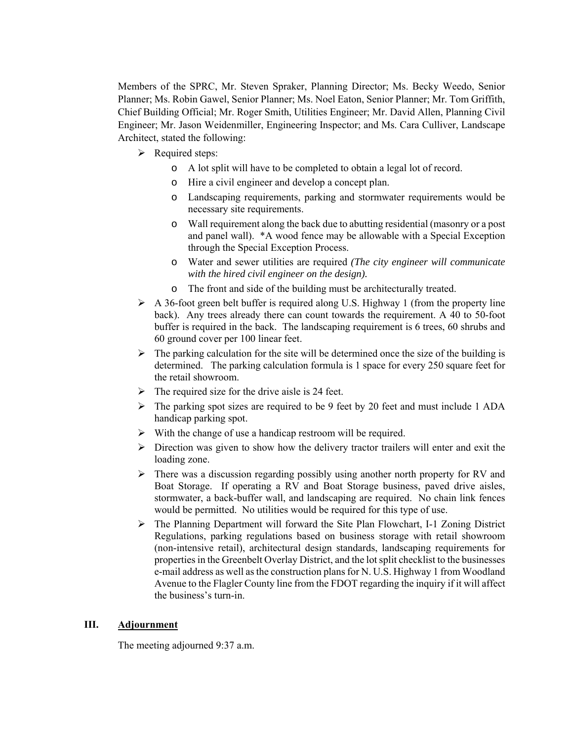Members of the SPRC, Mr. Steven Spraker, Planning Director; Ms. Becky Weedo, Senior Planner; Ms. Robin Gawel, Senior Planner; Ms. Noel Eaton, Senior Planner; Mr. Tom Griffith, Chief Building Official; Mr. Roger Smith, Utilities Engineer; Mr. David Allen, Planning Civil Engineer; Mr. Jason Weidenmiller, Engineering Inspector; and Ms. Cara Culliver, Landscape Architect, stated the following:

- Required steps:
  - A lot split will have to be completed to obtain a legal lot of record.
  - Hire a civil engineer and develop a concept plan.
  - Landscaping requirements, parking and stormwater requirements would be necessary site requirements.
  - Wall requirement along the back due to abutting residential (masonry or a post and panel wall). *A wood fence may be allowable with a Special Exception through the Special Exception Process.
  - Water and sewer utilities are required *(The city engineer will communicate with the hired civil engineer on the design).*
  - The front and side of the building must be architecturally treated.
- A 36-foot green belt buffer is required along U.S. Highway 1 (from the property line back). Any trees already there can count towards the requirement. A 40 to 50-foot buffer is required in the back. The landscaping requirement is 6 trees, 60 shrubs and 60 ground cover per 100 linear feet.
- The parking calculation for the site will be determined once the size of the building is determined. The parking calculation formula is 1 space for every 250 square feet for the retail showroom.
- The required size for the drive aisle is 24 feet.
- The parking spot sizes are required to be 9 feet by 20 feet and must include 1 ADA handicap parking spot.
- With the change of use a handicap restroom will be required.
- Direction was given to show how the delivery tractor trailers will enter and exit the loading zone.
- There was a discussion regarding possibly using another north property for RV and Boat Storage. If operating a RV and Boat Storage business, paved drive aisles, stormwater, a back-buffer wall, and landscaping are required. No chain link fences would be permitted. No utilities would be required for this type of use.
- The Planning Department will forward the Site Plan Flowchart, I-1 Zoning District Regulations, parking regulations based on business storage with retail showroom (non-intensive retail), architectural design standards, landscaping requirements for properties in the Greenbelt Overlay District, and the lot split checklist to the businesses e-mail address as well as the construction plans for N. U.S. Highway 1 from Woodland Avenue to the Flagler County line from the FDOT regarding the inquiry if it will affect the business's turn-in.

## III. <u>Adjournment</u>

The meeting adjourned 9:37 a.m.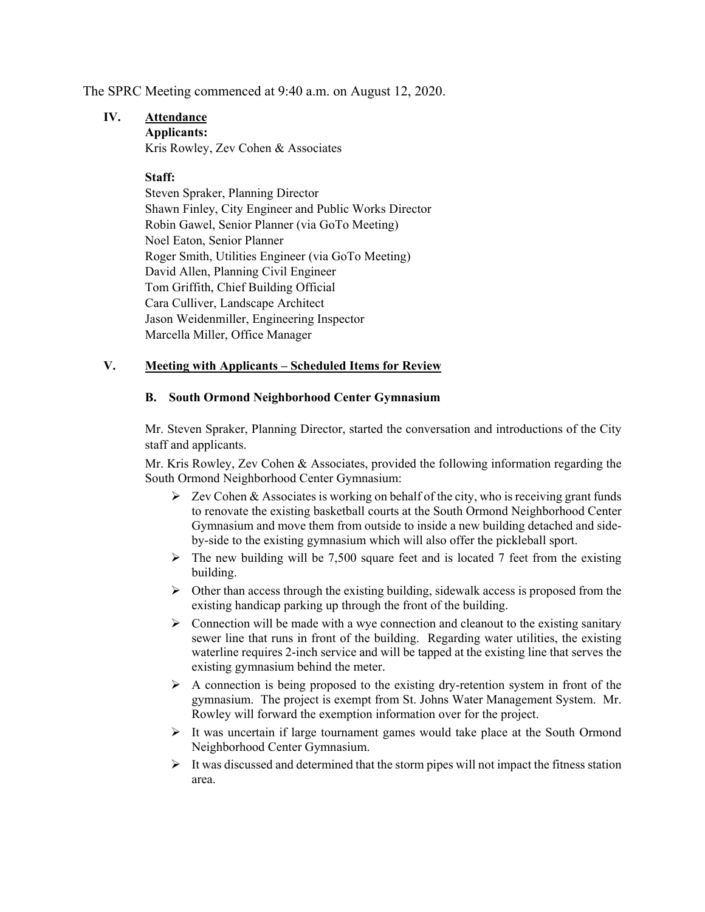The SPRC Meeting commenced at 9:40 a.m. on August 12, 2020.

## IV. Attendance

**Applicants:**
Kris Rowley, Zev Cohen & Associates

**Staff:**
Steven Spraker, Planning Director
Shawn Finley, City Engineer and Public Works Director
Robin Gawel, Senior Planner (via GoTo Meeting)
Noel Eaton, Senior Planner
Roger Smith, Utilities Engineer (via GoTo Meeting)
David Allen, Planning Civil Engineer
Tom Griffith, Chief Building Official
Cara Culliver, Landscape Architect
Jason Weidenmiller, Engineering Inspector
Marcella Miller, Office Manager

## V. Meeting with Applicants – Scheduled Items for Review

### B. South Ormond Neighborhood Center Gymnasium

Mr. Steven Spraker, Planning Director, started the conversation and introductions of the City staff and applicants.

Mr. Kris Rowley, Zev Cohen & Associates, provided the following information regarding the South Ormond Neighborhood Center Gymnasium:

- Zev Cohen & Associates is working on behalf of the city, who is receiving grant funds to renovate the existing basketball courts at the South Ormond Neighborhood Center Gymnasium and move them from outside to inside a new building detached and side-by-side to the existing gymnasium which will also offer the pickleball sport.
- The new building will be 7,500 square feet and is located 7 feet from the existing building.
- Other than access through the existing building, sidewalk access is proposed from the existing handicap parking up through the front of the building.
- Connection will be made with a wye connection and cleanout to the existing sanitary sewer line that runs in front of the building. Regarding water utilities, the existing waterline requires 2-inch service and will be tapped at the existing line that serves the existing gymnasium behind the meter.
- A connection is being proposed to the existing dry-retention system in front of the gymnasium. The project is exempt from St. Johns Water Management System. Mr. Rowley will forward the exemption information over for the project.
- It was uncertain if large tournament games would take place at the South Ormond Neighborhood Center Gymnasium.
- It was discussed and determined that the storm pipes will not impact the fitness station area.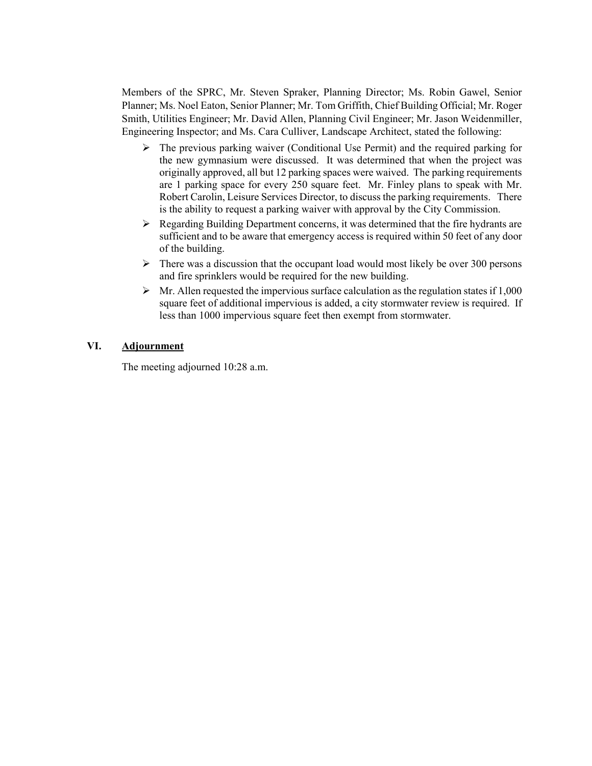Members of the SPRC, Mr. Steven Spraker, Planning Director; Ms. Robin Gawel, Senior Planner; Ms. Noel Eaton, Senior Planner; Mr. Tom Griffith, Chief Building Official; Mr. Roger Smith, Utilities Engineer; Mr. David Allen, Planning Civil Engineer; Mr. Jason Weidenmiller, Engineering Inspector; and Ms. Cara Culliver, Landscape Architect, stated the following:

- The previous parking waiver (Conditional Use Permit) and the required parking for the new gymnasium were discussed. It was determined that when the project was originally approved, all but 12 parking spaces were waived. The parking requirements are 1 parking space for every 250 square feet. Mr. Finley plans to speak with Mr. Robert Carolin, Leisure Services Director, to discuss the parking requirements. There is the ability to request a parking waiver with approval by the City Commission.
- Regarding Building Department concerns, it was determined that the fire hydrants are sufficient and to be aware that emergency access is required within 50 feet of any door of the building.
- There was a discussion that the occupant load would most likely be over 300 persons and fire sprinklers would be required for the new building.
- Mr. Allen requested the impervious surface calculation as the regulation states if 1,000 square feet of additional impervious is added, a city stormwater review is required. If less than 1000 impervious square feet then exempt from stormwater.

## VI. Adjournment

The meeting adjourned 10:28 a.m.